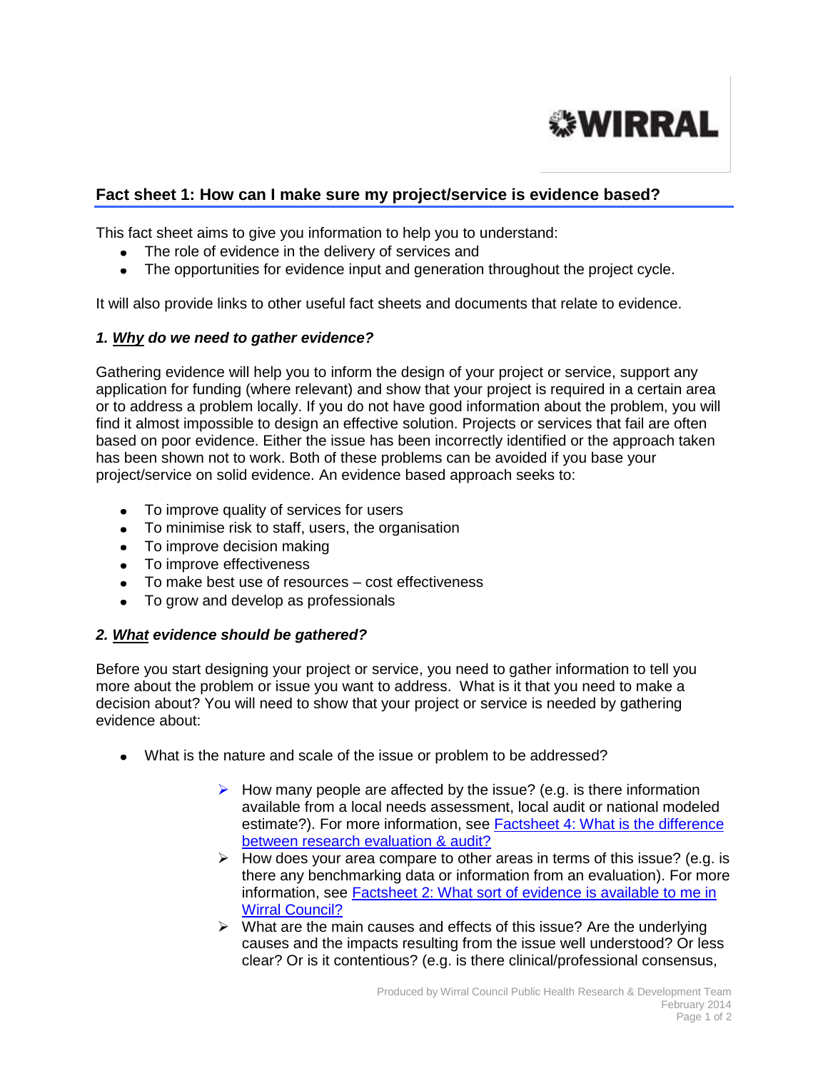## Fact sheet 1: How can I make sure my project/service is evidence based?

This fact sheet aims to give you information to help you to understand:

- The role of evidence in the delivery of services and
- The opportunities for evidence input and generation throughout the project cycle.

It will also provide links to other useful fact sheets and documents that relate to evidence.

### *1. Why do we need to gather evidence?*

Gathering evidence will help you to inform the design of your project or service, support any application for funding (where relevant) and show that your project is required in a certain area or to address a problem locally. If you do not have good information about the problem, you will find it almost impossible to design an effective solution. Projects or services that fail are often based on poor evidence. Either the issue has been incorrectly identified or the approach taken has been shown not to work. Both of these problems can be avoided if you base your project/service on solid evidence. An evidence based approach seeks to:

- To improve quality of services for users
- To minimise risk to staff, users, the organisation
- To improve decision making
- To improve effectiveness
- To make best use of resources – cost effectiveness
- To grow and develop as professionals

### *2. What evidence should be gathered?*

Before you start designing your project or service, you need to gather information to tell you more about the problem or issue you want to address. What is it that you need to make a decision about? You will need to show that your project or service is needed by gathering evidence about:

- What is the nature and scale of the issue or problem to be addressed?
  - How many people are affected by the issue? (e.g. is there information available from a local needs assessment, local audit or national modeled estimate?). For more information, see Factsheet 4: What is the difference between research evaluation & audit?
  - How does your area compare to other areas in terms of this issue? (e.g. is there any benchmarking data or information from an evaluation). For more information, see Factsheet 2: What sort of evidence is available to me in Wirral Council?
  - What are the main causes and effects of this issue? Are the underlying causes and the impacts resulting from the issue well understood? Or less clear? Or is it contentious? (e.g. is there clinical/professional consensus,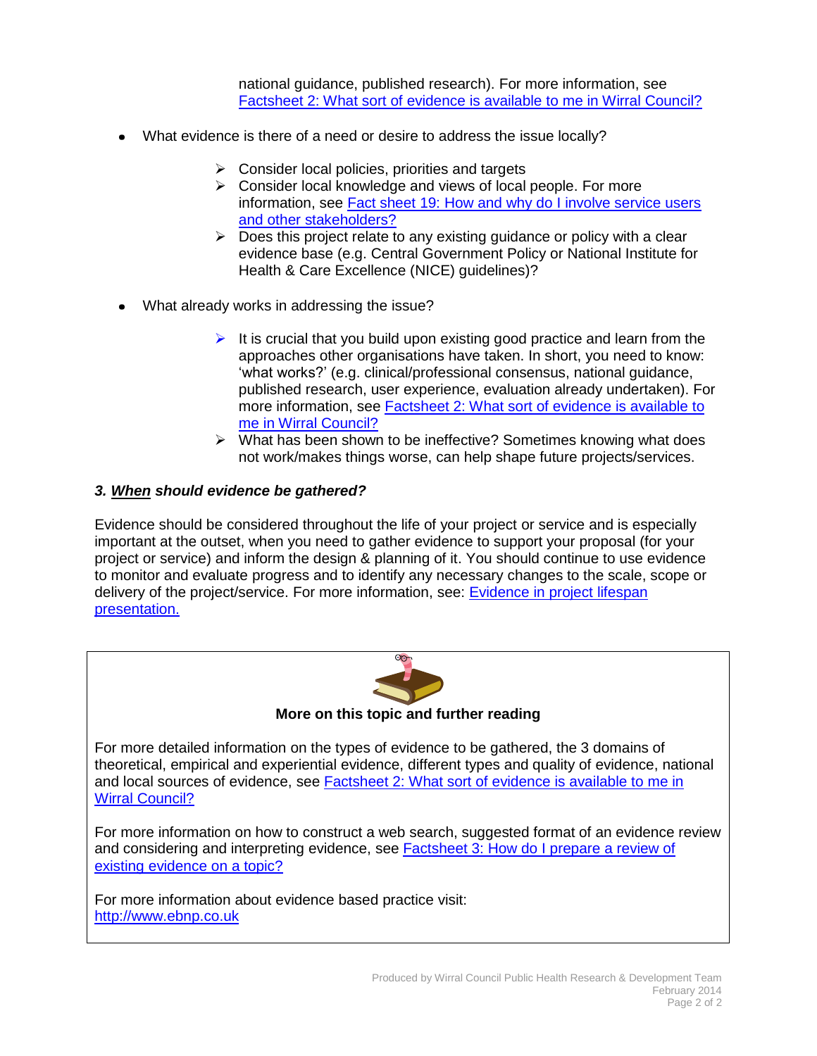national guidance, published research). For more information, see Factsheet 2: What sort of evidence is available to me in Wirral Council?

- What evidence is there of a need or desire to address the issue locally?
  - Consider local policies, priorities and targets
  - Consider local knowledge and views of local people. For more information, see Fact sheet 19: How and why do I involve service users and other stakeholders?
  - Does this project relate to any existing guidance or policy with a clear evidence base (e.g. Central Government Policy or National Institute for Health & Care Excellence (NICE) guidelines)?

- What already works in addressing the issue?
  - It is crucial that you build upon existing good practice and learn from the approaches other organisations have taken. In short, you need to know: 'what works?' (e.g. clinical/professional consensus, national guidance, published research, user experience, evaluation already undertaken). For more information, see Factsheet 2: What sort of evidence is available to me in Wirral Council?
  - What has been shown to be ineffective? Sometimes knowing what does not work/makes things worse, can help shape future projects/services.

### *3. When should evidence be gathered?*

Evidence should be considered throughout the life of your project or service and is especially important at the outset, when you need to gather evidence to support your proposal (for your project or service) and inform the design & planning of it. You should continue to use evidence to monitor and evaluate progress and to identify any necessary changes to the scale, scope or delivery of the project/service. For more information, see: Evidence in project lifespan presentation.

**More on this topic and further reading**

For more detailed information on the types of evidence to be gathered, the 3 domains of theoretical, empirical and experiential evidence, different types and quality of evidence, national and local sources of evidence, see Factsheet 2: What sort of evidence is available to me in Wirral Council?

For more information on how to construct a web search, suggested format of an evidence review and considering and interpreting evidence, see Factsheet 3: How do I prepare a review of existing evidence on a topic?

For more information about evidence based practice visit: http://www.ebnp.co.uk

Produced by Wirral Council Public Health Research & Development Team
February 2014